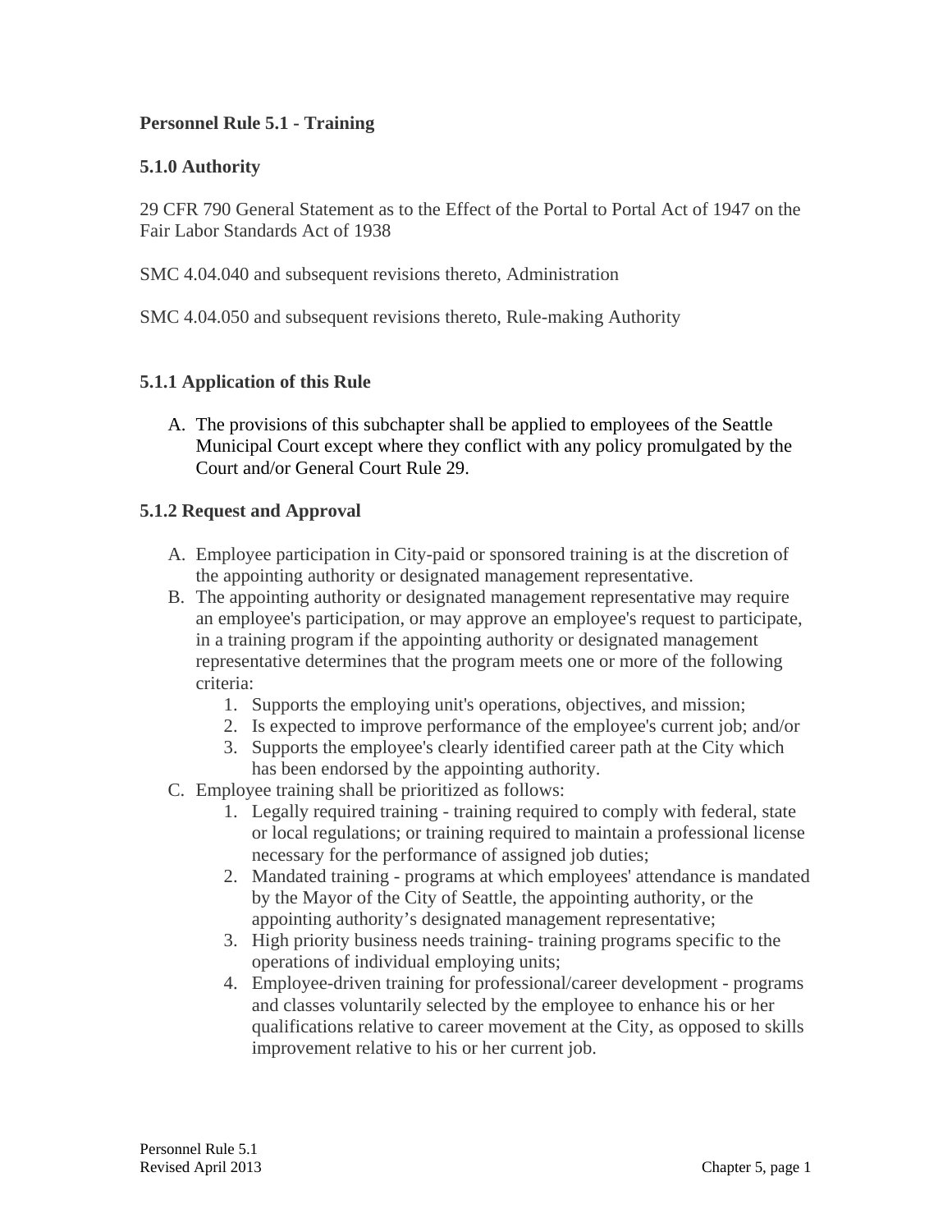# Personnel Rule 5.1 - Training

## 5.1.0 Authority

29 CFR 790 General Statement as to the Effect of the Portal to Portal Act of 1947 on the Fair Labor Standards Act of 1938

SMC 4.04.040 and subsequent revisions thereto, Administration

SMC 4.04.050 and subsequent revisions thereto, Rule-making Authority

## 5.1.1 Application of this Rule

A. The provisions of this subchapter shall be applied to employees of the Seattle Municipal Court except where they conflict with any policy promulgated by the Court and/or General Court Rule 29.

## 5.1.2 Request and Approval

A. Employee participation in City-paid or sponsored training is at the discretion of the appointing authority or designated management representative.
B. The appointing authority or designated management representative may require an employee's participation, or may approve an employee's request to participate, in a training program if the appointing authority or designated management representative determines that the program meets one or more of the following criteria:
    1. Supports the employing unit's operations, objectives, and mission;
    2. Is expected to improve performance of the employee's current job; and/or
    3. Supports the employee's clearly identified career path at the City which has been endorsed by the appointing authority.
C. Employee training shall be prioritized as follows:
    1. Legally required training - training required to comply with federal, state or local regulations; or training required to maintain a professional license necessary for the performance of assigned job duties;
    2. Mandated training - programs at which employees' attendance is mandated by the Mayor of the City of Seattle, the appointing authority, or the appointing authority's designated management representative;
    3. High priority business needs training- training programs specific to the operations of individual employing units;
    4. Employee-driven training for professional/career development - programs and classes voluntarily selected by the employee to enhance his or her qualifications relative to career movement at the City, as opposed to skills improvement relative to his or her current job.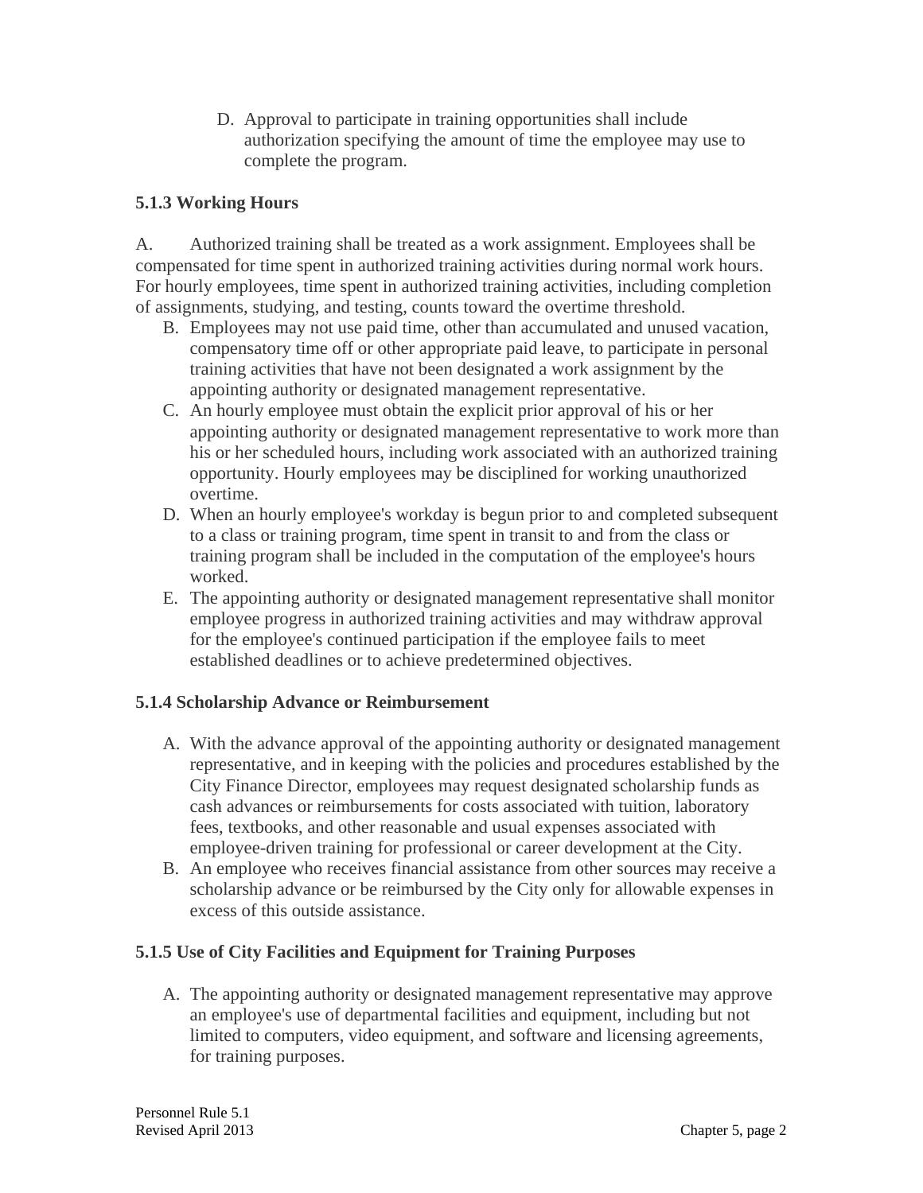D. Approval to participate in training opportunities shall include authorization specifying the amount of time the employee may use to complete the program.

### 5.1.3 Working Hours

A. Authorized training shall be treated as a work assignment. Employees shall be compensated for time spent in authorized training activities during normal work hours. For hourly employees, time spent in authorized training activities, including completion of assignments, studying, and testing, counts toward the overtime threshold.

B. Employees may not use paid time, other than accumulated and unused vacation, compensatory time off or other appropriate paid leave, to participate in personal training activities that have not been designated a work assignment by the appointing authority or designated management representative.

C. An hourly employee must obtain the explicit prior approval of his or her appointing authority or designated management representative to work more than his or her scheduled hours, including work associated with an authorized training opportunity. Hourly employees may be disciplined for working unauthorized overtime.

D. When an hourly employee's workday is begun prior to and completed subsequent to a class or training program, time spent in transit to and from the class or training program shall be included in the computation of the employee's hours worked.

E. The appointing authority or designated management representative shall monitor employee progress in authorized training activities and may withdraw approval for the employee's continued participation if the employee fails to meet established deadlines or to achieve predetermined objectives.

### 5.1.4 Scholarship Advance or Reimbursement

A. With the advance approval of the appointing authority or designated management representative, and in keeping with the policies and procedures established by the City Finance Director, employees may request designated scholarship funds as cash advances or reimbursements for costs associated with tuition, laboratory fees, textbooks, and other reasonable and usual expenses associated with employee-driven training for professional or career development at the City.

B. An employee who receives financial assistance from other sources may receive a scholarship advance or be reimbursed by the City only for allowable expenses in excess of this outside assistance.

### 5.1.5 Use of City Facilities and Equipment for Training Purposes

A. The appointing authority or designated management representative may approve an employee's use of departmental facilities and equipment, including but not limited to computers, video equipment, and software and licensing agreements, for training purposes.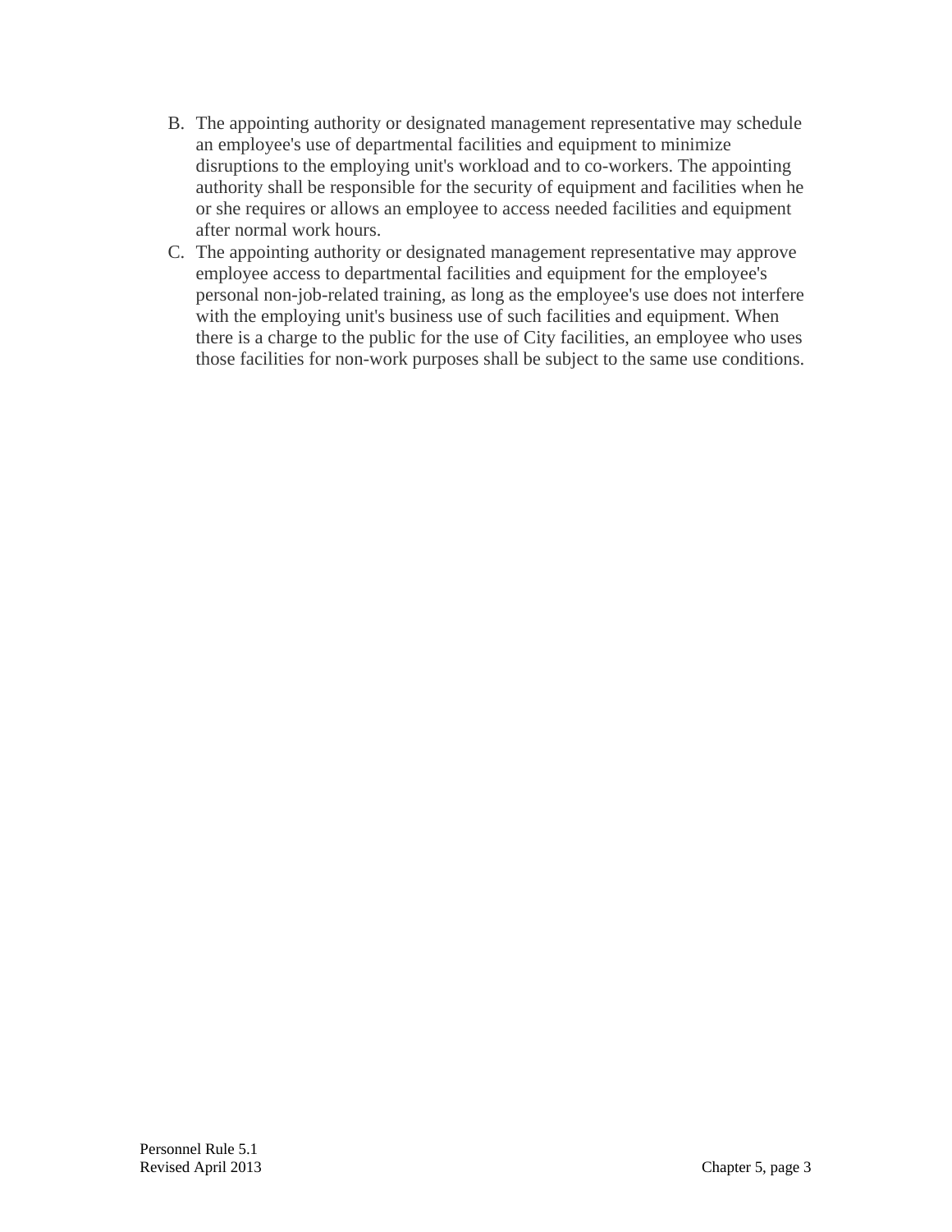B. The appointing authority or designated management representative may schedule an employee's use of departmental facilities and equipment to minimize disruptions to the employing unit's workload and to co-workers. The appointing authority shall be responsible for the security of equipment and facilities when he or she requires or allows an employee to access needed facilities and equipment after normal work hours.

C. The appointing authority or designated management representative may approve employee access to departmental facilities and equipment for the employee's personal non-job-related training, as long as the employee's use does not interfere with the employing unit's business use of such facilities and equipment. When there is a charge to the public for the use of City facilities, an employee who uses those facilities for non-work purposes shall be subject to the same use conditions.